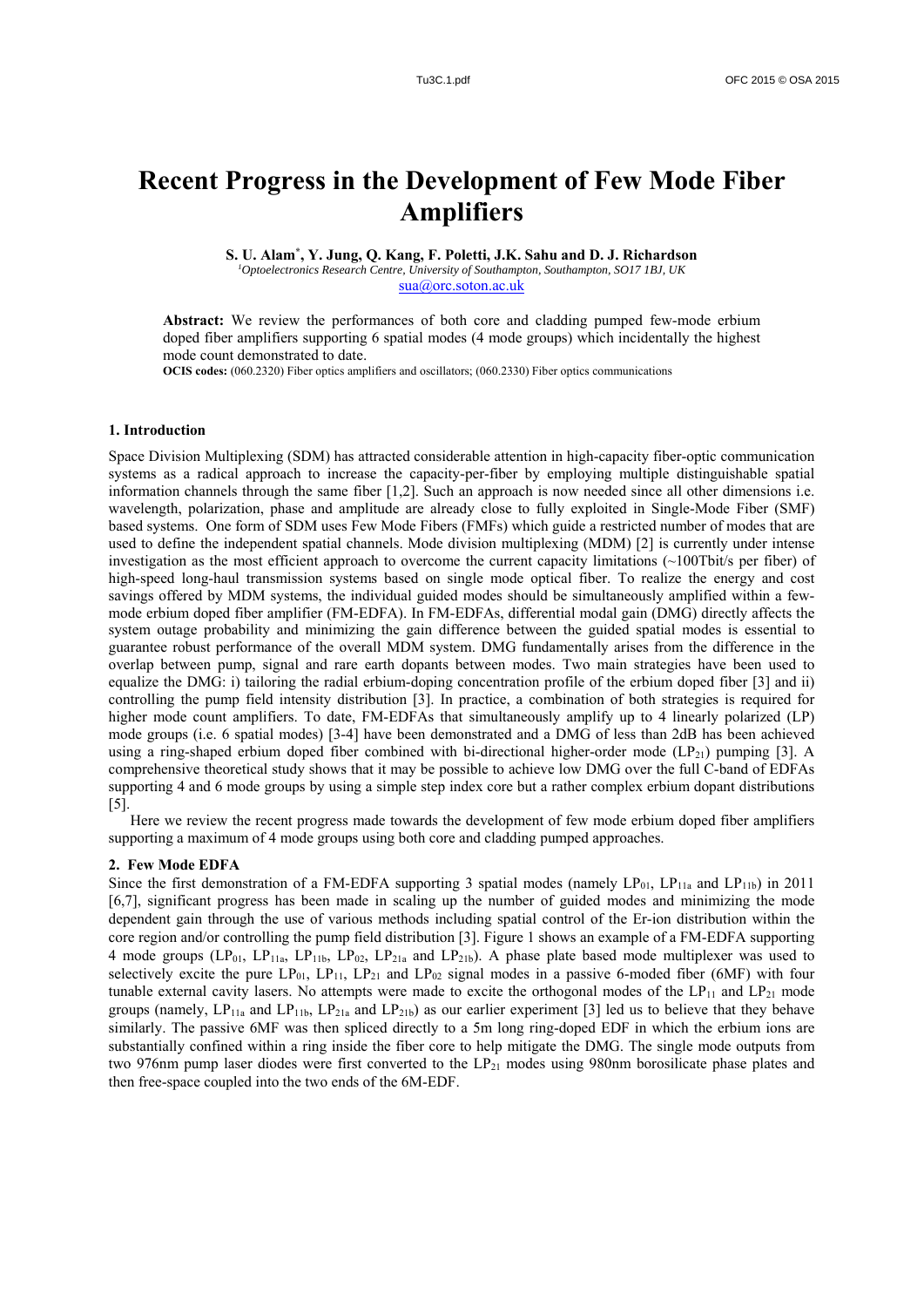# Recent Progress in the Development of Few Mode Fiber Amplifiers

**S. U. Alam*, Y. Jung, Q. Kang, F. Poletti, J.K. Sahu and D. J. Richardson**

*[1]Optoelectronics Research Centre, University of Southampton, Southampton, SO17 1BJ, UK*
sua@orc.soton.ac.uk

**Abstract:** We review the performances of both core and cladding pumped few-mode erbium doped fiber amplifiers supporting 6 spatial modes (4 mode groups) which incidentally the highest mode count demonstrated to date.

**OCIS codes:** (060.2320) Fiber optics amplifiers and oscillators; (060.2330) Fiber optics communications

## 1. Introduction

Space Division Multiplexing (SDM) has attracted considerable attention in high-capacity fiber-optic communication systems as a radical approach to increase the capacity-per-fiber by employing multiple distinguishable spatial information channels through the same fiber [1,2]. Such an approach is now needed since all other dimensions i.e. wavelength, polarization, phase and amplitude are already close to fully exploited in Single-Mode Fiber (SMF) based systems. One form of SDM uses Few Mode Fibers (FMFs) which guide a restricted number of modes that are used to define the independent spatial channels. Mode division multiplexing (MDM) [2] is currently under intense investigation as the most efficient approach to overcome the current capacity limitations (~100Tbit/s per fiber) of high-speed long-haul transmission systems based on single mode optical fiber. To realize the energy and cost savings offered by MDM systems, the individual guided modes should be simultaneously amplified within a few-mode erbium doped fiber amplifier (FM-EDFA). In FM-EDFAs, differential modal gain (DMG) directly affects the system outage probability and minimizing the gain difference between the guided spatial modes is essential to guarantee robust performance of the overall MDM system. DMG fundamentally arises from the difference in the overlap between pump, signal and rare earth dopants between modes. Two main strategies have been used to equalize the DMG: i) tailoring the radial erbium-doping concentration profile of the erbium doped fiber [3] and ii) controlling the pump field intensity distribution [3]. In practice, a combination of both strategies is required for higher mode count amplifiers. To date, FM-EDFAs that simultaneously amplify up to 4 linearly polarized (LP) mode groups (i.e. 6 spatial modes) [3-4] have been demonstrated and a DMG of less than 2dB has been achieved using a ring-shaped erbium doped fiber combined with bi-directional higher-order mode ($LP_{21}$) pumping [3]. A comprehensive theoretical study shows that it may be possible to achieve low DMG over the full C-band of EDFAs supporting 4 and 6 mode groups by using a simple step index core but a rather complex erbium dopant distributions [5].

Here we review the recent progress made towards the development of few mode erbium doped fiber amplifiers supporting a maximum of 4 mode groups using both core and cladding pumped approaches.

## 2. Few Mode EDFA

Since the first demonstration of a FM-EDFA supporting 3 spatial modes (namely $LP_{01}$, $LP_{11a}$ and $LP_{11b}$) in 2011 [6,7], significant progress has been made in scaling up the number of guided modes and minimizing the mode dependent gain through the use of various methods including spatial control of the Er-ion distribution within the core region and/or controlling the pump field distribution [3]. Figure 1 shows an example of a FM-EDFA supporting 4 mode groups ($LP_{01}$, $LP_{11a}$, $LP_{11b}$, $LP_{02}$, $LP_{21a}$ and $LP_{21b}$). A phase plate based mode multiplexer was used to selectively excite the pure $LP_{01}$, $LP_{11}$, $LP_{21}$ and $LP_{02}$ signal modes in a passive 6-moded fiber (6MF) with four tunable external cavity lasers. No attempts were made to excite the orthogonal modes of the $LP_{11}$ and $LP_{21}$ mode groups (namely, $LP_{11a}$ and $LP_{11b}$, $LP_{21a}$ and $LP_{21b}$) as our earlier experiment [3] led us to believe that they behave similarly. The passive 6MF was then spliced directly to a 5m long ring-doped EDF in which the erbium ions are substantially confined within a ring inside the fiber core to help mitigate the DMG. The single mode outputs from two 976nm pump laser diodes were first converted to the $LP_{21}$ modes using 980nm borosilicate phase plates and then free-space coupled into the two ends of the 6M-EDF.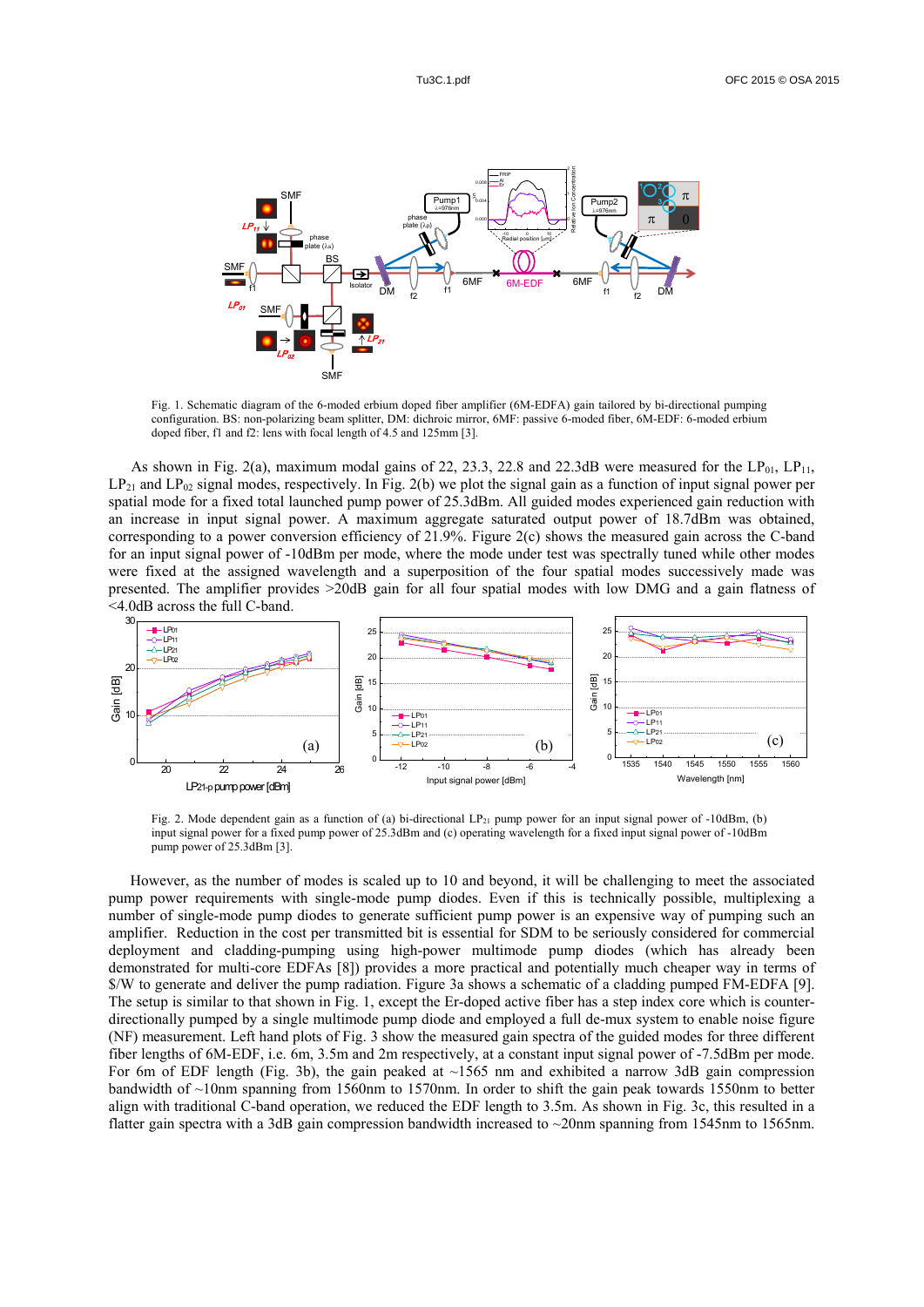Fig. 1. Schematic diagram of the 6-moded erbium doped fiber amplifier (6M-EDFA) gain tailored by bi-directional pumping configuration. BS: non-polarizing beam splitter, DM: dichroic mirror, 6MF: passive 6-moded fiber, 6M-EDF: 6-moded erbium doped fiber, f1 and f2: lens with focal length of 4.5 and 125mm [3].

As shown in Fig. 2(a), maximum modal gains of 22, 23.3, 22.8 and 22.3dB were measured for the $LP_{01}$, $LP_{11}$, $LP_{21}$ and $LP_{02}$ signal modes, respectively. In Fig. 2(b) we plot the signal gain as a function of input signal power per spatial mode for a fixed total launched pump power of 25.3dBm. All guided modes experienced gain reduction with an increase in input signal power. A maximum aggregate saturated output power of 18.7dBm was obtained, corresponding to a power conversion efficiency of 21.9%. Figure 2(c) shows the measured gain across the C-band for an input signal power of -10dBm per mode, where the mode under test was spectrally tuned while other modes were fixed at the assigned wavelength and a superposition of the four spatial modes successively made was presented. The amplifier provides >20dB gain for all four spatial modes with low DMG and a gain flatness of <4.0dB across the full C-band.

Fig. 2. Mode dependent gain as a function of (a) bi-directional $LP_{21}$ pump power for an input signal power of -10dBm, (b) input signal power for a fixed pump power of 25.3dBm and (c) operating wavelength for a fixed input signal power of -10dBm pump power of 25.3dBm [3].

However, as the number of modes is scaled up to 10 and beyond, it will be challenging to meet the associated pump power requirements with single-mode pump diodes. Even if this is technically possible, multiplexing a number of single-mode pump diodes to generate sufficient pump power is an expensive way of pumping such an amplifier. Reduction in the cost per transmitted bit is essential for SDM to be seriously considered for commercial deployment and cladding-pumping using high-power multimode pump diodes (which has already been demonstrated for multi-core EDFAs [8]) provides a more practical and potentially much cheaper way in terms of \$/W to generate and deliver the pump radiation. Figure 3a shows a schematic of a cladding pumped FM-EDFA [9]. The setup is similar to that shown in Fig. 1, except the Er-doped active fiber has a step index core which is counter-directionally pumped by a single multimode pump diode and employed a full de-mux system to enable noise figure (NF) measurement. Left hand plots of Fig. 3 show the measured gain spectra of the guided modes for three different fiber lengths of 6M-EDF, i.e. 6m, 3.5m and 2m respectively, at a constant input signal power of -7.5dBm per mode. For 6m of EDF length (Fig. 3b), the gain peaked at ~1565 nm and exhibited a narrow 3dB gain compression bandwidth of ~10nm spanning from 1560nm to 1570nm. In order to shift the gain peak towards 1550nm to better align with traditional C-band operation, we reduced the EDF length to 3.5m. As shown in Fig. 3c, this resulted in a flatter gain spectra with a 3dB gain compression bandwidth increased to ~20nm spanning from 1545nm to 1565nm.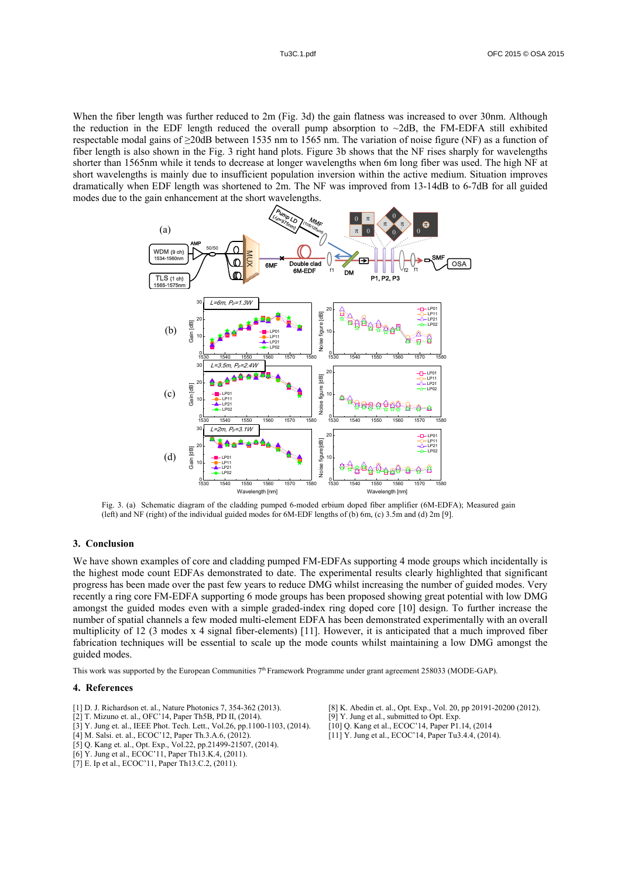When the fiber length was further reduced to 2m (Fig. 3d) the gain flatness was increased to over 30nm. Although the reduction in the EDF length reduced the overall pump absorption to ~2dB, the FM-EDFA still exhibited respectable modal gains of ≥20dB between 1535 nm to 1565 nm. The variation of noise figure (NF) as a function of fiber length is also shown in the Fig. 3 right hand plots. Figure 3b shows that the NF rises sharply for wavelengths shorter than 1565nm while it tends to decrease at longer wavelengths when 6m long fiber was used. The high NF at short wavelengths is mainly due to insufficient population inversion within the active medium. Situation improves dramatically when EDF length was shortened to 2m. The NF was improved from 13-14dB to 6-7dB for all guided modes due to the gain enhancement at the short wavelengths.

(a)
WDM (9 ch) 1534-1560nm
TLS (1 ch) 1565-1575nm
AMP
50/50
MUX
6MF
Double clad 6M-EDF
Pump LD (4 × 975nm)
MMF (105/125μm)
f1
DM
P1, P2, P3
f2
f1
SMF
OSA

(b) L=6m, $P_P$=1.3W
(c) L=3.5m, $P_P$=2.4W
(d) L=2m, $P_P$=3.1W
Gain [dB]
Noise figure [dB]
LP01
LP11
LP21
LP02
Wavelength [nm]

Fig. 3. (a) Schematic diagram of the cladding pumped 6-moded erbium doped fiber amplifier (6M-EDFA); Measured gain (left) and NF (right) of the individual guided modes for 6M-EDF lengths of (b) 6m, (c) 3.5m and (d) 2m [9].

## 3. Conclusion

We have shown examples of core and cladding pumped FM-EDFAs supporting 4 mode groups which incidentally is the highest mode count EDFAs demonstrated to date. The experimental results clearly highlighted that significant progress has been made over the past few years to reduce DMG whilst increasing the number of guided modes. Very recently a ring core FM-EDFA supporting 6 mode groups has been proposed showing great potential with low DMG amongst the guided modes even with a simple graded-index ring doped core [10] design. To further increase the number of spatial channels a few moded multi-element EDFA has been demonstrated experimentally with an overall multiplicity of 12 (3 modes x 4 signal fiber-elements) [11]. However, it is anticipated that a much improved fiber fabrication techniques will be essential to scale up the mode counts whilst maintaining a low DMG amongst the guided modes.

This work was supported by the European Communities 7th Framework Programme under grant agreement 258033 (MODE-GAP).

## 4. References

[1] D. J. Richardson et. al., Nature Photonics 7, 354-362 (2013).
[2] T. Mizuno et. al., OFC'14, Paper Th5B, PD II, (2014).
[3] Y. Jung et. al., IEEE Phot. Tech. Lett., Vol.26, pp.1100-1103, (2014).
[4] M. Salsi. et. al., ECOC'12, Paper Th.3.A.6, (2012).
[5] Q. Kang et. al., Opt. Exp., Vol.22, pp.21499-21507, (2014).
[6] Y. Jung et al., ECOC'11, Paper Th13.K.4, (2011).
[7] E. Ip et al., ECOC'11, Paper Th13.C.2, (2011).
[8] K. Abedin et. al., Opt. Exp., Vol. 20, pp 20191-20200 (2012).
[9] Y. Jung et al., submitted to Opt. Exp.
[10] Q. Kang et al., ECOC'14, Paper P1.14, (2014
[11] Y. Jung et al., ECOC'14, Paper Tu3.4.4, (2014).